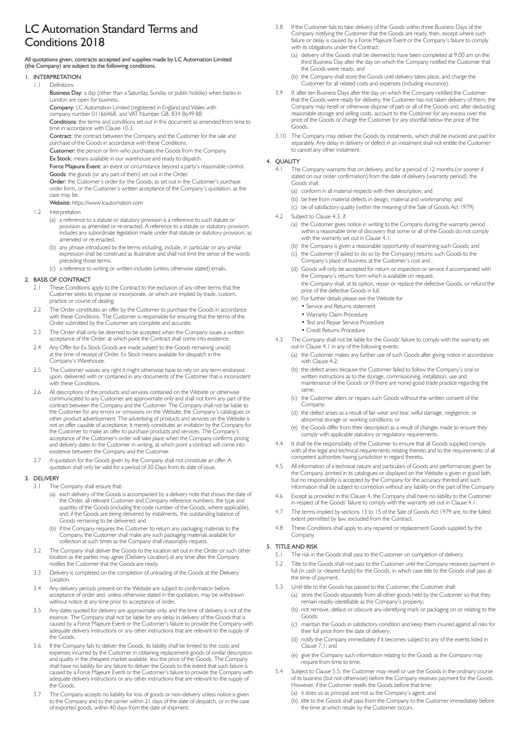# LC Automation Standard Terms and Conditions 2018

**All quotations given, contracts accepted and supplies made by LC Automation Limited (the Company) are subject to the following conditions.**

## 1. INTERPRETATION

1.1 Definitions

**Business Day:** a day (other than a Saturday, Sunday or public holiday) when banks in London are open for business.

**Company:** LC Automation Limited (registered in England and Wales with company number 01166468, and VAT Number GB: 834 8649 88.

**Conditions:** the terms and conditions set out in this document as amended from time to time in accordance with Clause 10.3.

**Contract:** the contract between the Company and the Customer for the sale and purchase of the Goods in accordance with these Conditions.

**Customer:** the person or firm who purchases the Goods from the Company.

**Ex Stock:** means available in our warehouse and ready to dispatch.

**Force Majeure Event:** an event or circumstance beyond a party's reasonable control.

**Goods:** the goods (or any part of them) set out in the Order.

**Order:** the Customer's order for the Goods, as set out in the Customer's purchase order form, or the Customer's written acceptance of the Company's quotation, as the case may be.

**Website:** https://www.lcautomation.com

1.2 Interpretation

(a) a reference to a statute or statutory provision is a reference to such statute or provision as amended or re-enacted. A reference to a statute or statutory provision includes any subordinate legislation made under that statute or statutory provision, as amended or re-enacted.

(b) any phrase introduced by the terms including, include, in particular or any similar expression shall be construed as illustrative and shall not limit the sense of the words preceding those terms.

(c) a reference to writing or written includes (unless otherwise stated) emails.

## 2. BASIS OF CONTRACT

2.1 These Conditions apply to the Contract to the exclusion of any other terms that the Customer seeks to impose or incorporate, or which are implied by trade, custom, practice or course of dealing.

2.2 The Order constitutes an offer by the Customer to purchase the Goods in accordance with these Conditions. The Customer is responsible for ensuring that the terms of the Order submitted by the Customer are complete and accurate.

2.3 The Order shall only be deemed to be accepted when the Company issues a written acceptance of the Order, at which point the Contract shall come into existence.

2.4 Any Offer for Ex Stock Goods are made subject to the Goods remaining unsold at the time of receipt of Order. Ex Stock means available for despatch in the Company's Warehouse.

2.5 The Customer waives any right it might otherwise have to rely on any term endorsed upon, delivered with or contained in any documents of the Customer that is inconsistent with these Conditions.

2.6 All descriptions of the products and services contained on the Website or otherwise communicated to any Customer are approximate only and shall not form any part of the contract between the Company and the Customer. The Company shall not be liable to the Customer for any errors or omissions on the Website, the Company's catalogues or other product advertisement. The advertising of products and services on the Website is not an offer capable of acceptance; it merely constitutes an invitation by the Company for the Customer to make an offer to purchase products and services. The Company's acceptance of the Customer's order will take place when the Company confirms pricing and delivery dates to the Customer in writing, at which point a contract will come into existence between the Company and the Customer.

2.7 A quotation for the Goods given by the Company shall not constitute an offer. A quotation shall only be valid for a period of 30 Days from its date of issue.

## 3. DELIVERY

3.1 The Company shall ensure that:

(a) each delivery of the Goods is accompanied by a delivery note that shows the date of the Order, all relevant Customer and Company reference numbers, the type and quantity of the Goods (including the code number of the Goods, where applicable), and, if the Goods are being delivered by instalments, the outstanding balance of Goods remaining to be delivered; and

(b) if the Company requires the Customer to return any packaging materials to the Company, the Customer shall make any such packaging materials available for collection at such times as the Company shall reasonably request.

3.2 The Company shall deliver the Goods to the location set out in the Order or such other location as the parties may agree (Delivery Location) at any time after the Company notifies the Customer that the Goods are ready.

3.3 Delivery is completed on the completion of unloading of the Goods at the Delivery Location.

3.4 Any delivery periods present on the Website are subject to confirmation before acceptance of order and, unless otherwise stated in the quotation, may be withdrawn without notice at any time prior to acceptance of order.

3.5 Any dates quoted for delivery are approximate only, and the time of delivery is not of the essence. The Company shall not be liable for any delay in delivery of the Goods that is caused by a Force Majeure Event or the Customer's failure to provide the Company with adequate delivery instructions or any other instructions that are relevant to the supply of the Goods.

3.6 If the Company fails to deliver the Goods, its liability shall be limited to the costs and expenses incurred by the Customer in obtaining replacement goods of similar description and quality in the cheapest market available, less the price of the Goods. The Company shall have no liability for any failure to deliver the Goods to the extent that such failure is caused by a Force Majeure Event or the Customer's failure to provide the Company with adequate delivery instructions or any other instructions that are relevant to the supply of the Goods.

3.7 The Company accepts no liability for loss of goods or non-delivery unless notice is given to the Company and to the carrier within 21 days of the date of despatch, or in the case of exported goods, within 40 days from the date of shipment.

3.8 If the Customer fails to take delivery of the Goods within three Business Days of the Company notifying the Customer that the Goods are ready, then, except where such failure or delay is caused by a Force Majeure Event or the Company's failure to comply with its obligations under the Contract:

(a) delivery of the Goods shall be deemed to have been completed at 9.00 am on the third Business Day after the day on which the Company notified the Customer that the Goods were ready; and

(b) the Company shall store the Goods until delivery takes place, and charge the Customer for all related costs and expenses (including insurance).

3.9 If, after ten Business Days after the day on which the Company notified the Customer that the Goods were ready for delivery, the Customer has not taken delivery of them, the Company may resell or otherwise dispose of part or all of the Goods and, after deducting reasonable storage and selling costs, account to the Customer for any excess over the price of the Goods or charge the Customer for any shortfall below the price of the Goods.

3.10 The Company may deliver the Goods by instalments, which shall be invoiced and paid for separately. Any delay in delivery or defect in an instalment shall not entitle the Customer to cancel any other instalment.

## 4. QUALITY

4.1 The Company warrants that on delivery, and for a period of 12 months (or sooner if stated on our order confirmation) from the date of delivery (warranty period), the Goods shall:

(a) conform in all material respects with their description; and

(b) be free from material defects in design, material and workmanship; and

(c) be of satisfactory quality (within the meaning of the Sale of Goods Act 1979)

4.2 Subject to Clause 4.3, if:

(a) the Customer gives notice in writing to the Company during the warranty period within a reasonable time of discovery that some or all of the Goods do not comply with the warranty set out in Clause 4.1;

(b) the Company is given a reasonable opportunity of examining such Goods; and

(c) the Customer (if asked to do so by the Company) returns such Goods to the Company's place of business at the Customer's cost and .

(d) Goods will only be accepted for return or inspection or service if accompanied with the Company's returns form which is available on request.

the Company shall, at its option, repair or replace the defective Goods, or refund the price of the defective Goods in full.

(e) For further details please see the Website for

- Service and Returns statement
- Warranty Claim Procedure
- Test and Repair Service Procedure
- Credit Returns Procedure

4.3 The Company shall not be liable for the Goods' failure to comply with the warranty set out in Clause 4.1 in any of the following events:

(a) the Customer makes any further use of such Goods after giving notice in accordance with Clause 4.2;

(b) the defect arises because the Customer failed to follow the Company's oral or written instructions as to the storage, commissioning, installation, use and maintenance of the Goods or (if there are none) good trade practice regarding the same;

(c) the Customer alters or repairs such Goods without the written consent of the Company;

(d) the defect arises as a result of fair wear and tear, wilful damage, negligence, or abnormal storage or working conditions; or

(e) the Goods differ from their description as a result of changes made to ensure they comply with applicable statutory or regulatory requirements.

4.4 It shall be the responsibility of the Customer to ensure that all Goods supplied comply with all the legal and technical requirements relating thereto and to the requirements of all competent authorities having jurisdiction in regard thereto.

4.5 All information of a technical nature and particulars of Goods and performances given by the Company, printed in its catalogues or displayed on the Website is given in good faith, but no responsibility is accepted by the Company for the accuracy thereof and such information shall be subject to correction without any liability on the part of the Company.

4.6 Except as provided in this Clause 4, the Company shall have no liability to the Customer in respect of the Goods' failure to comply with the warranty set out in Clause 4.1.

4.7 The terms implied by sections 13 to 15 of the Sale of Goods Act 1979 are, to the fullest extent permitted by law, excluded from the Contract.

4.8 These Conditions shall apply to any repaired or replacement Goods supplied by the Company.

## 5. TITLE AND RISK

5.1 The risk in the Goods shall pass to the Customer on completion of delivery.

5.2 Title to the Goods shall not pass to the Customer until the Company receives payment in full (in cash or cleared funds) for the Goods, in which case title to the Goods shall pass at the time of payment.

5.3 Until title to the Goods has passed to the Customer, the Customer shall:

(a) store the Goods separately from all other goods held by the Customer so that they remain readily identifiable as the Company's property;

(b) not remove, deface or obscure any identifying mark or packaging on or relating to the Goods;

(c) maintain the Goods in satisfactory condition and keep them insured against all risks for their full price from the date of delivery;

(d) notify the Company immediately if it becomes subject to any of the events listed in Clause 7.1; and

(e) give the Company such information relating to the Goods as the Company may require from time to time.

5.4 Subject to Clause 5.5, the Customer may resell or use the Goods in the ordinary course of its business (but not otherwise) before the Company receives payment for the Goods. However, if the Customer resells the Goods before that time:

(a) it does so as principal and not as the Company's agent; and

(b) title to the Goods shall pass from the Company to the Customer immediately before the time at which resale by the Customer occurs.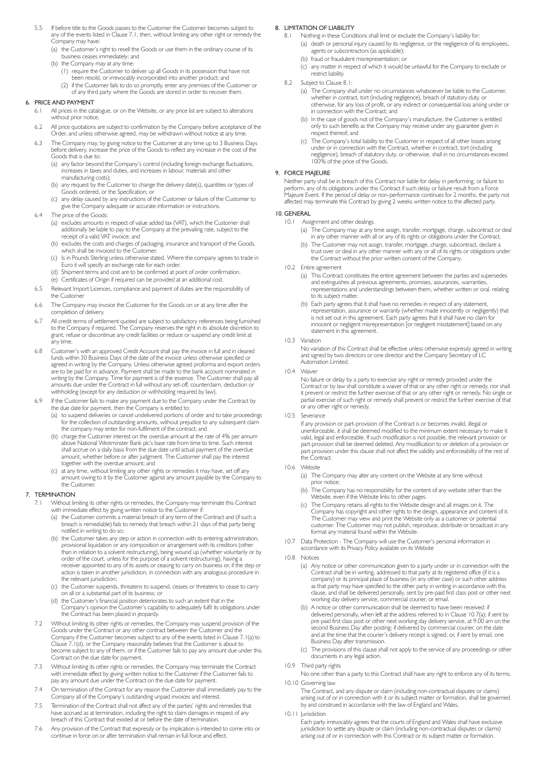5.5 If before title to the Goods passes to the Customer the Customer becomes subject to any of the events listed in Clause 7.1, then, without limiting any other right or remedy the Company may have:

(a) the Customer's right to resell the Goods or use them in the ordinary course of its business ceases immediately; and

(b) the Company may at any time:

(1) require the Customer to deliver up all Goods in its possession that have not been resold, or irrevocably incorporated into another product; and

(2) if the Customer fails to do so promptly, enter any premises of the Customer or of any third party where the Goods are stored in order to recover them.

## 6. PRICE AND PAYMENT

6.1 All prices in the catalogue, or on the Website, or any price list are subject to alterations without prior notice.

6.2 All price quotations are subject to confirmation by the Company before acceptance of the Order, and unless otherwise agreed, may be withdrawn without notice at any time.

6.3 The Company may, by giving notice to the Customer at any time up to 3 Business Days before delivery, increase the price of the Goods to reflect any increase in the cost of the Goods that is due to:

(a) any factor beyond the Company's control (including foreign exchange fluctuations, increases in taxes and duties, and increases in labour, materials and other manufacturing costs);

(b) any request by the Customer to change the delivery date(s), quantities or types of Goods ordered, or the Specification; or

(c) any delay caused by any instructions of the Customer or failure of the Customer to give the Company adequate or accurate information or instructions.

6.4 The price of the Goods:

(a) excludes amounts in respect of value added tax (VAT), which the Customer shall additionally be liable to pay to the Company at the prevailing rate, subject to the receipt of a valid VAT invoice; and

(b) excludes the costs and charges of packaging, insurance and transport of the Goods, which shall be invoiced to the Customer.

(c) Is in Pounds Sterling unless otherwise stated. Where the company agrees to trade in Euro it will specify an exchange rate for each order.

(d) Shipment terms and cost are to be confirmed at point of order confirmation.

(e) Certificates of Origin if required can be provided at an additional cost.

6.5 Relevant Import Licences, compliance and payment of duties are the responsibility of the Customer

6.6 The Company may invoice the Customer for the Goods on or at any time after the completion of delivery.

6.7 All credit terms of settlement quoted are subject to satisfactory references being furnished to the Company if required. The Company reserves the right in its absolute discretion to grant, refuse or discontinue any credit facilities or reduce or suspend any credit limit at any time.

6.8 Customer's with an approved Credit Account shall pay the invoice in full and in cleared funds within 30 Business Days of the date of the invoice unless otherwise specified or agreed in writing by the Company. Unless otherwise agreed proforma and export orders are to be paid for in advance. Payment shall be made to the bank account nominated in writing by the Company. Time for payment is of the essence. The Customer shall pay all amounts due under the Contract in full without any set-off, counterclaim, deduction or withholding (except for any deduction or withholding required by law).

6.9 If the Customer fails to make any payment due to the Company under the Contract by the due date for payment, then the Company is entitled to:

(a) to suspend deliveries or cancel undelivered portions of order and to take proceedings for the collection of outstanding amounts, without prejudice to any subsequent claim the company may enter for non-fulfilment of the contract; and

(b) charge the Customer interest on the overdue amount at the rate of 4% per annum above National Westminster Bank plc's base rate from time to time. Such interest shall accrue on a daily basis from the due date until actual payment of the overdue amount, whether before or after judgment. The Customer shall pay the interest together with the overdue amount; and

(c) at any time, without limiting any other rights or remedies it may have, set off any amount owing to it by the Customer against any amount payable by the Company to the Customer.

## 7. TERMINATION

7.1 Without limiting its other rights or remedies, the Company may terminate this Contract with immediate effect by giving written notice to the Customer if:

(a) the Customer commits a material breach of any term of the Contract and (if such a breach is remediable) fails to remedy that breach within 21 days of that party being notified in writing to do so;

(b) the Customer takes any step or action in connection with its entering administration, provisional liquidation or any composition or arrangement with its creditors (other than in relation to a solvent restructuring), being wound up (whether voluntarily or by order of the court, unless for the purpose of a solvent restructuring), having a receiver appointed to any of its assets or ceasing to carry on business or, if the step or action is taken in another jurisdiction, in connection with any analogous procedure in the relevant jurisdiction;

(c) the Customer suspends, threatens to suspend, ceases or threatens to cease to carry on all or a substantial part of its business; or

(d) the Customer's financial position deteriorates to such an extent that in the Company's opinion the Customer's capability to adequately fulfil its obligations under the Contract has been placed in jeopardy.

7.2 Without limiting its other rights or remedies, the Company may suspend provision of the Goods under the Contract or any other contract between the Customer and the Company if the Customer becomes subject to any of the events listed in Clause 7.1(a) to Clause 7.1(d), or the Company reasonably believes that the Customer is about to become subject to any of them, or if the Customer fails to pay any amount due under this Contract on the due date for payment.

7.3 Without limiting its other rights or remedies, the Company may terminate the Contract with immediate effect by giving written notice to the Customer if the Customer fails to pay any amount due under the Contract on the due date for payment.

7.4 On termination of the Contract for any reason the Customer shall immediately pay to the Company all of the Company's outstanding unpaid invoices and interest.

7.5 Termination of the Contract shall not affect any of the parties' rights and remedies that have accrued as at termination, including the right to claim damages in respect of any breach of this Contract that existed at or before the date of termination.

7.6 Any provision of the Contract that expressly or by implication is intended to come into or continue in force on or after termination shall remain in full force and effect.

## 8. LIMITATION OF LIABILITY

8.1 Nothing in these Conditions shall limit or exclude the Company's liability for:

(a) death or personal injury caused by its negligence, or the negligence of its employees, agents or subcontractors (as applicable);

(b) fraud or fraudulent misrepresentation; or

(c) any matter in respect of which it would be unlawful for the Company to exclude or restrict liability.

8.2 Subject to Clause 8.1:

(a) The Company shall under no circumstances whatsoever be liable to the Customer, whether in contract, tort (including negligence), breach of statutory duty, or otherwise, for any loss of profit, or any indirect or consequential loss arising under or in connection with the Contract; and

(b) In the case of goods not of the Company's manufacture, the Customer is entitled only to such benefits as the Company may receive under any guarantee given in respect thereof; and

(c) The Company's total liability to the Customer in respect of all other losses arising under or in connection with the Contract, whether in contract, tort (including negligence), breach of statutory duty, or otherwise, shall in no circumstances exceed 100% of the price of the Goods.

## 9. FORCE MAJEURE

Neither party shall be in breach of this Contract nor liable for delay in performing, or failure to perform, any of its obligations under this Contract if such delay or failure result from a Force Majeure Event. If the period of delay or non-performance continues for 2 months, the party not affected may terminate this Contract by giving 2 weeks written notice to the affected party.

## 10. GENERAL

10.1 Assignment and other dealings.

(a) The Company may at any time assign, transfer, mortgage, charge, subcontract or deal in any other manner with all or any of its rights or obligations under the Contract.

(b) The Customer may not assign, transfer, mortgage, charge, subcontract, declare a trust over or deal in any other manner with any or all of its rights or obligations under the Contract without the prior written consent of the Company.

10.2 Entire agreement

(a) This Contract constitutes the entire agreement between the parties and supersedes and extinguishes all previous agreements, promises, assurances, warranties, representations and understandings between them, whether written or oral, relating to its subject matter.

(b) Each party agrees that it shall have no remedies in respect of any statement, representation, assurance or warranty (whether made innocently or negligently) that is not set out in this agreement. Each party agrees that it shall have no claim for innocent or negligent misrepresentation [or negligent misstatement] based on any statement in this agreement.

10.3 Variation

No variation of this Contract shall be effective unless otherwise expressly agreed in writing and signed by two directors or one director and the Company Secretary of LC Automation Limited.

10.4 Waiver

No failure or delay by a party to exercise any right or remedy provided under the Contract or by law shall constitute a waiver of that or any other right or remedy, nor shall it prevent or restrict the further exercise of that or any other right or remedy. No single or partial exercise of such right or remedy shall prevent or restrict the further exercise of that or any other right or remedy.

10.5 Severance

If any provision or part-provision of the Contract is or becomes invalid, illegal or unenforceable, it shall be deemed modified to the minimum extent necessary to make it valid, legal and enforceable. If such modification is not possible, the relevant provision or part-provision shall be deemed deleted. Any modification to or deletion of a provision or part-provision under this clause shall not affect the validity and enforceability of the rest of the Contract.

10.6 Website

(a) The Company may alter any content on the Website at any time without prior notice;

(b) The Company has no responsibility for the content of any website other than the Website, even if the Website links to other pages.

(c) The Company retains all rights to the Website design and all images on it. The Company has copyright and other rights to the design, appearance and content of it. The Customer may view and print the Website only as a customer or potential customer. The Customer may not publish, reproduce, distribute or broadcast in any format any material found within the Website.

10.7 Data Protection - The Company will use the Customer's personal information in accordance with its Privacy Policy available on its Website

10.8 Notices

(a) Any notice or other communication given to a party under or in connection with the Contract shall be in writing, addressed to that party at its registered office (if it is a company) or its principal place of business (in any other case) or such other address as that party may have specified to the other party in writing in accordance with this clause, and shall be delivered personally, sent by pre-paid first class post or other next working day delivery service, commercial courier, or email.

(b) A notice or other communication shall be deemed to have been received: if delivered personally, when left at the address referred to in Clause 10.7(a); if sent by pre-paid first class post or other next working day delivery service, at 9.00 am on the second Business Day after posting; if delivered by commercial courier, on the date and at the time that the courier's delivery receipt is signed; or, if sent by email, one Business Day after transmission.

(c) The provisions of this clause shall not apply to the service of any proceedings or other documents in any legal action.

10.9 Third party rights

No one other than a party to this Contract shall have any right to enforce any of its terms.

10.10 Governing law

The Contract, and any dispute or claim (including non-contractual disputes or claims) arising out of or in connection with it or its subject matter or formation, shall be governed by and construed in accordance with the law of England and Wales.

10.11 Jurisdiction

Each party irrevocably agrees that the courts of England and Wales shall have exclusive jurisdiction to settle any dispute or claim (including non-contractual disputes or claims) arising out of or in connection with this Contract or its subject matter or formation.